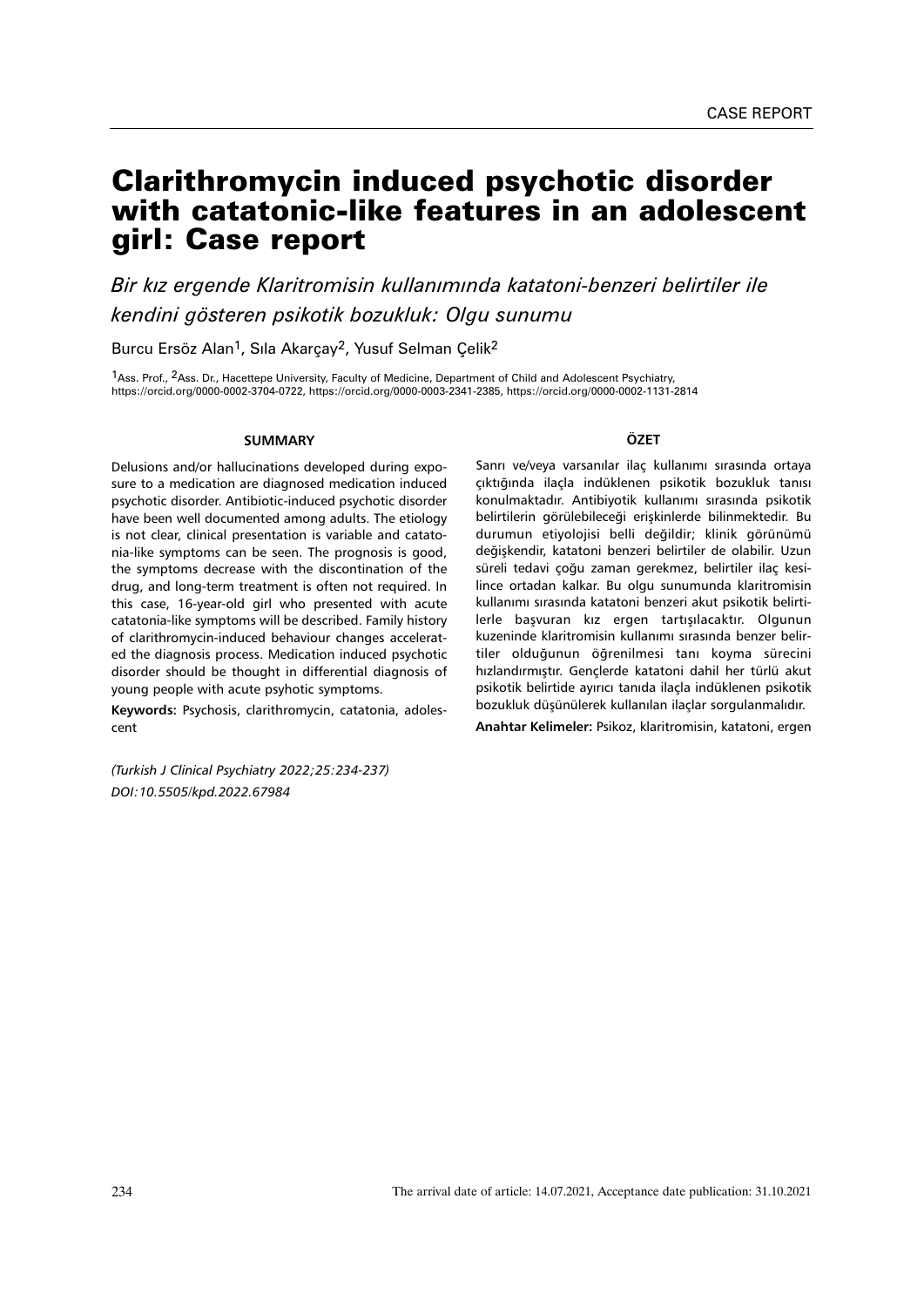CASE REPORT

# Clarithromycin induced psychotic disorder with catatonic-like features in an adolescent girl: Case report

*Bir kız ergende Klaritromisin kullanımında katatoni-benzeri belirtiler ile kendini gösteren psikotik bozukluk: Olgu sunumu*

Burcu Ersöz Alan[1], Sıla Akarçay[2], Yusuf Selman Çelik[2]

[1]Ass. Prof., [2]Ass. Dr., Hacettepe University, Faculty of Medicine, Department of Child and Adolescent Psychiatry, https://orcid.org/0000-0002-3704-0722, https://orcid.org/0000-0003-2341-2385, https://orcid.org/0000-0002-1131-2814

## SUMMARY

Delusions and/or hallucinations developed during exposure to a medication are diagnosed medication induced psychotic disorder. Antibiotic-induced psychotic disorder have been well documented among adults. The etiology is not clear, clinical presentation is variable and catatonia-like symptoms can be seen. The prognosis is good, the symptoms decrease with the discontination of the drug, and long-term treatment is often not required. In this case, 16-year-old girl who presented with acute catatonia-like symptoms will be described. Family history of clarithromycin-induced behaviour changes accelerated the diagnosis process. Medication induced psychotic disorder should be thought in differential diagnosis of young people with acute psyhotic symptoms.

**Keywords:** Psychosis, clarithromycin, catatonia, adolescent

*(Turkish J Clinical Psychiatry 2022;25:234-237)*
*DOI:10.5505/kpd.2022.67984*

## ÖZET

Sanrı ve/veya varsanılar ilaç kullanımı sırasında ortaya çıktığında ilaçla indüklenen psikotik bozukluk tanısı konulmaktadır. Antibiyotik kullanımı sırasında psikotik belirtilerin görülebileceği erişkinlerde bilinmektedir. Bu durumun etiyolojisi belli değildir; klinik görünümü değişkendir, katatoni benzeri belirtiler de olabilir. Uzun süreli tedavi çoğu zaman gerekmez, belirtiler ilaç kesilince ortadan kalkar. Bu olgu sunumunda klaritromisin kullanımı sırasında katatoni benzeri akut psikotik belirtilerle başvuran kız ergen tartışılacaktır. Olgunun kuzeninde klaritromisin kullanımı sırasında benzer belirtiler olduğunun öğrenilmesi tanı koyma sürecini hızlandırmıştır. Gençlerde katatoni dahil her türlü akut psikotik belirtide ayırıcı tanıda ilaçla indüklenen psikotik bozukluk düşünülerek kullanılan ilaçlar sorgulanmalıdır.

**Anahtar Kelimeler:** Psikoz, klaritromisin, katatoni, ergen

The arrival date of article: 14.07.2021, Acceptance date publication: 31.10.2021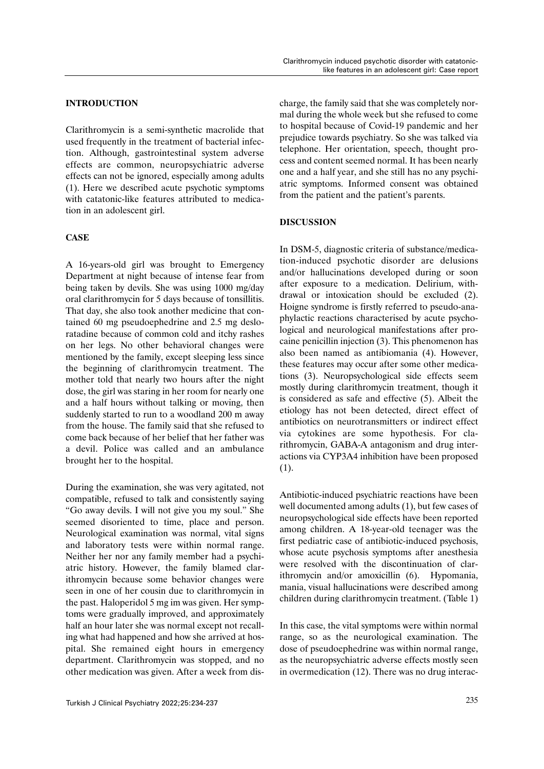## INTRODUCTION

Clarithromycin is a semi-synthetic macrolide that used frequently in the treatment of bacterial infection. Although, gastrointestinal system adverse effects are common, neuropsychiatric adverse effects can not be ignored, especially among adults (1). Here we described acute psychotic symptoms with catatonic-like features attributed to medication in an adolescent girl.

## CASE

A 16-years-old girl was brought to Emergency Department at night because of intense fear from being taken by devils. She was using 1000 mg/day oral clarithromycin for 5 days because of tonsillitis. That day, she also took another medicine that contained 60 mg pseudoephedrine and 2.5 mg desloratadine because of common cold and itchy rashes on her legs. No other behavioral changes were mentioned by the family, except sleeping less since the beginning of clarithromycin treatment. The mother told that nearly two hours after the night dose, the girl was staring in her room for nearly one and a half hours without talking or moving, then suddenly started to run to a woodland 200 m away from the house. The family said that she refused to come back because of her belief that her father was a devil. Police was called and an ambulance brought her to the hospital.

During the examination, she was very agitated, not compatible, refused to talk and consistently saying "Go away devils. I will not give you my soul." She seemed disoriented to time, place and person. Neurological examination was normal, vital signs and laboratory tests were within normal range. Neither her nor any family member had a psychiatric history. However, the family blamed clarithromycin because some behavior changes were seen in one of her cousin due to clarithromycin in the past. Haloperidol 5 mg im was given. Her symptoms were gradually improved, and approximately half an hour later she was normal except not recalling what had happened and how she arrived at hospital. She remained eight hours in emergency department. Clarithromycin was stopped, and no other medication was given. After a week from discharge, the family said that she was completely normal during the whole week but she refused to come to hospital because of Covid-19 pandemic and her prejudice towards psychiatry. So she was talked via telephone. Her orientation, speech, thought process and content seemed normal. It has been nearly one and a half year, and she still has no any psychiatric symptoms. Informed consent was obtained from the patient and the patient's parents.

## DISCUSSION

In DSM-5, diagnostic criteria of substance/medication-induced psychotic disorder are delusions and/or hallucinations developed during or soon after exposure to a medication. Delirium, withdrawal or intoxication should be excluded (2). Hoigne syndrome is firstly referred to pseudo-anaphylactic reactions characterised by acute psychological and neurological manifestations after procaine penicillin injection (3). This phenomenon has also been named as antibiomania (4). However, these features may occur after some other medications (3). Neuropsychological side effects seem mostly during clarithromycin treatment, though it is considered as safe and effective (5). Albeit the etiology has not been detected, direct effect of antibiotics on neurotransmitters or indirect effect via cytokines are some hypothesis. For clarithromycin, GABA-A antagonism and drug interactions via CYP3A4 inhibition have been proposed (1).

Antibiotic-induced psychiatric reactions have been well documented among adults (1), but few cases of neuropsychological side effects have been reported among children. A 18-year-old teenager was the first pediatric case of antibiotic-induced psychosis, whose acute psychosis symptoms after anesthesia were resolved with the discontinuation of clarithromycin and/or amoxicillin (6). Hypomania, mania, visual hallucinations were described among children during clarithromycin treatment. (Table 1)

In this case, the vital symptoms were within normal range, so as the neurological examination. The dose of pseudoephedrine was within normal range, as the neuropsychiatric adverse effects mostly seen in overmedication (12). There was no drug interac-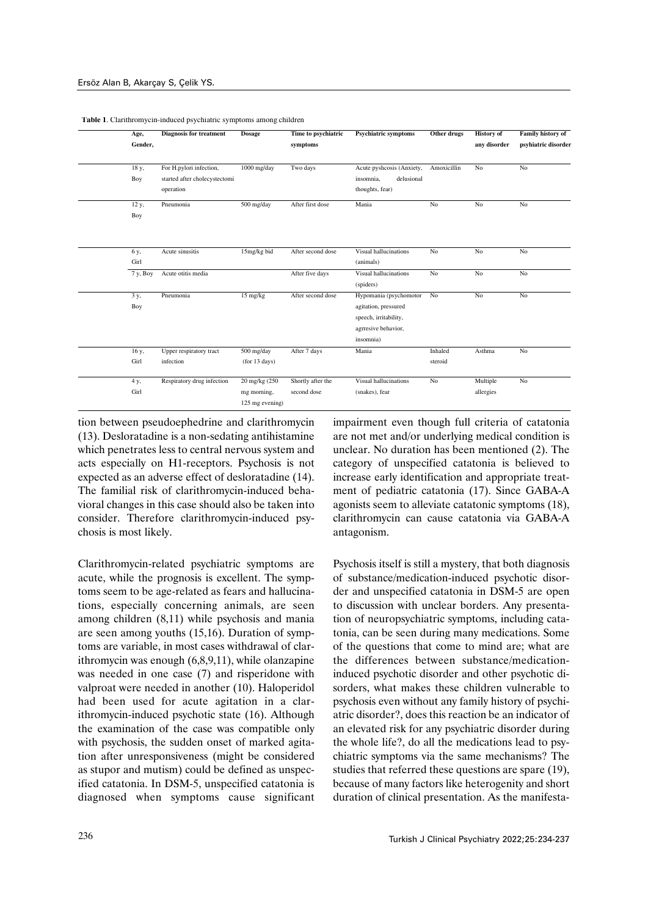**Table 1**. Clarithromycin-induced psychiatric symptoms among children

| Age, Gender, | Diagnosis for treatment | Dosage | Time to psychiatric symptoms | Psychiatric symptoms | Other drugs | History of any disorder | Family history of psyhiatric disorder |
|---|---|---|---|---|---|---|---|
| 18 y, Boy | For H.pylori infection, started after cholecystectomi operation | 1000 mg/day | Two days | Acute pyshcosis (Anxiety, insomnia, delusional thoughts, fear) | Amoxicillin | No | No |
| 12 y, Boy | Pneumonia | 500 mg/day | After first dose | Mania | No | No | No |
| 6 y, Girl | Acute sinusitis | 15mg/kg bid | After second dose | Visual hallucinations (animals) | No | No | No |
| 7 y, Boy | Acute otitis media | | After five days | Visual hallucinations (spiders) | No | No | No |
| 3 y, Boy | Pneumonia | 15 mg/kg | After second dose | Hypomania (psychomotor agitation, pressured speech, irritability, agrresive behavior, insomnia) | No | No | No |
| 16 y, Girl | Upper respiratory tract infection | 500 mg/day (for 13 days) | After 7 days | Mania | Inhaled steroid | Asthma | No |
| 4 y, Girl | Respiratory drug infection | 20 mg/kg (250 mg morning, 125 mg evening) | Shortly after the second dose | Visual hallucinations (snakes), fear | No | Multiple allergies | No |

tion between pseudoephedrine and clarithromycin (13). Desloratadine is a non-sedating antihistamine which penetrates less to central nervous system and acts especially on H1-receptors. Psychosis is not expected as an adverse effect of desloratadine (14). The familial risk of clarithromycin-induced behavioral changes in this case should also be taken into consider. Therefore clarithromycin-induced psychosis is most likely.

Clarithromycin-related psychiatric symptoms are acute, while the prognosis is excellent. The symptoms seem to be age-related as fears and hallucinations, especially concerning animals, are seen among children (8,11) while psychosis and mania are seen among youths (15,16). Duration of symptoms are variable, in most cases withdrawal of clarithromycin was enough (6,8,9,11), while olanzapine was needed in one case (7) and risperidone with valproat were needed in another (10). Haloperidol had been used for acute agitation in a clarithromycin-induced psychotic state (16). Although the examination of the case was compatible only with psychosis, the sudden onset of marked agitation after unresponsiveness (might be considered as stupor and mutism) could be defined as unspecified catatonia. In DSM-5, unspecified catatonia is diagnosed when symptoms cause significant impairment even though full criteria of catatonia are not met and/or underlying medical condition is unclear. No duration has been mentioned (2). The category of unspecified catatonia is believed to increase early identification and appropriate treatment of pediatric catatonia (17). Since GABA-A agonists seem to alleviate catatonic symptoms (18), clarithromycin can cause catatonia via GABA-A antagonism.

Psychosis itself is still a mystery, that both diagnosis of substance/medication-induced psychotic disorder and unspecified catatonia in DSM-5 are open to discussion with unclear borders. Any presentation of neuropsychiatric symptoms, including catatonia, can be seen during many medications. Some of the questions that come to mind are; what are the differences between substance/medication-induced psychotic disorder and other psychotic disorders, what makes these children vulnerable to psychosis even without any family history of psychiatric disorder?, does this reaction be an indicator of an elevated risk for any psychiatric disorder during the whole life?, do all the medications lead to psychiatric symptoms via the same mechanisms? The studies that referred these questions are spare (19), because of many factors like heterogenity and short duration of clinical presentation. As the manifesta-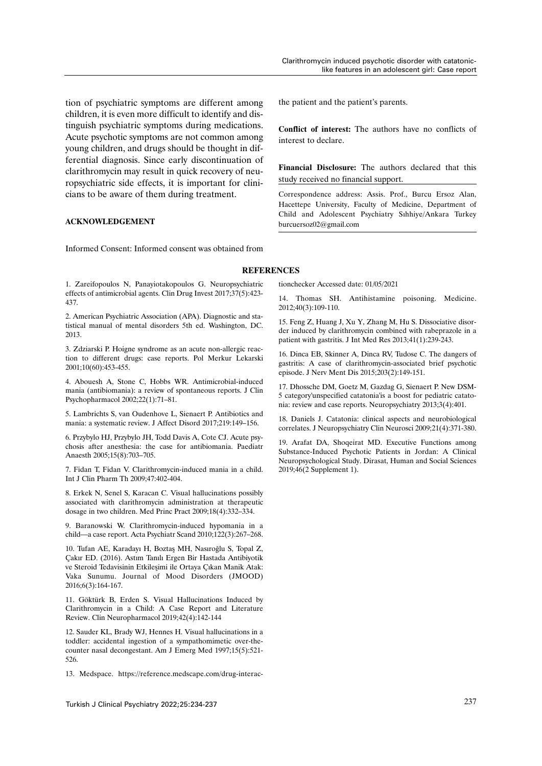tion of psychiatric symptoms are different among children, it is even more difficult to identify and distinguish psychiatric symptoms during medications. Acute psychotic symptoms are not common among young children, and drugs should be thought in differential diagnosis. Since early discontinuation of clarithromycin may result in quick recovery of neuropsychiatric side effects, it is important for clinicians to be aware of them during treatment.

**ACKNOWLEDGEMENT**

Informed Consent: Informed consent was obtained from the patient and the patient's parents.

**Conflict of interest:** The authors have no conflicts of interest to declare.

**Financial Disclosure:** The authors declared that this study received no financial support.

Correspondence address: Assis. Prof., Burcu Ersoz Alan, Hacettepe University, Faculty of Medicine, Department of Child and Adolescent Psychiatry Sıhhiye/Ankara Turkey burcuersoz02@gmail.com

## REFERENCES

1. Zareifopoulos N, Panayiotakopoulos G. Neuropsychiatric effects of antimicrobial agents. Clin Drug Invest 2017;37(5):423-437.

2. American Psychiatric Association (APA). Diagnostic and statistical manual of mental disorders 5th ed. Washington, DC. 2013.

3. Zdziarski P. Hoigne syndrome as an acute non-allergic reaction to different drugs: case reports. Pol Merkur Lekarski 2001;10(60):453-455.

4. Abouesh A, Stone C, Hobbs WR. Antimicrobial-induced mania (antibiomania): a review of spontaneous reports. J Clin Psychopharmacol 2002;22(1):71–81.

5. Lambrichts S, van Oudenhove L, Sienaert P. Antibiotics and mania: a systematic review. J Affect Disord 2017;219:149–156.

6. Przybylo HJ, Przybylo JH, Todd Davis A, Cote CJ. Acute psychosis after anesthesia: the case for antibiomania. Paediatr Anaesth 2005;15(8):703–705.

7. Fidan T, Fidan V. Clarithromycin-induced mania in a child. Int J Clin Pharm Th 2009;47:402-404.

8. Erkek N, Senel S, Karacan C. Visual hallucinations possibly associated with clarithromycin administration at therapeutic dosage in two children. Med Princ Pract 2009;18(4):332–334.

9. Baranowski W. Clarithromycin-induced hypomania in a child—a case report. Acta Psychiatr Scand 2010;122(3):267–268.

10. Tufan AE, Karadayı H, Boztaş MH, Nasıroğlu S, Topal Z, Çakır ED. (2016). Astım Tanılı Ergen Bir Hastada Antibiyotik ve Steroid Tedavisinin Etkileşimi ile Ortaya Çıkan Manik Atak: Vaka Sunumu. Journal of Mood Disorders (JMOOD) 2016;6(3):164-167.

11. Göktürk B, Erden S. Visual Hallucinations Induced by Clarithromycin in a Child: A Case Report and Literature Review. Clin Neuropharmacol 2019;42(4):142-144

12. Sauder KL, Brady WJ, Hennes H. Visual hallucinations in a toddler: accidental ingestion of a sympathomimetic over-the-counter nasal decongestant. Am J Emerg Med 1997;15(5):521-526.

13. Medspace. https://reference.medscape.com/drug-interactionchecker Accessed date: 01/05/2021

14. Thomas SH. Antihistamine poisoning. Medicine. 2012;40(3):109-110.

15. Feng Z, Huang J, Xu Y, Zhang M, Hu S. Dissociative disorder induced by clarithromycin combined with rabeprazole in a patient with gastritis. J Int Med Res 2013;41(1):239-243.

16. Dinca EB, Skinner A, Dinca RV, Tudose C. The dangers of gastritis: A case of clarithromycin-associated brief psychotic episode. J Nerv Ment Dis 2015;203(2):149-151.

17. Dhossche DM, Goetz M, Gazdag G, Sienaert P. New DSM-5 category'unspecified catatonia'is a boost for pediatric catatonia: review and case reports. Neuropsychiatry 2013;3(4):401.

18. Daniels J. Catatonia: clinical aspects and neurobiological correlates. J Neuropsychiatry Clin Neurosci 2009;21(4):371-380.

19. Arafat DA, Shoqeirat MD. Executive Functions among Substance-Induced Psychotic Patients in Jordan: A Clinical Neuropsychological Study. Dirasat, Human and Social Sciences 2019;46(2 Supplement 1).